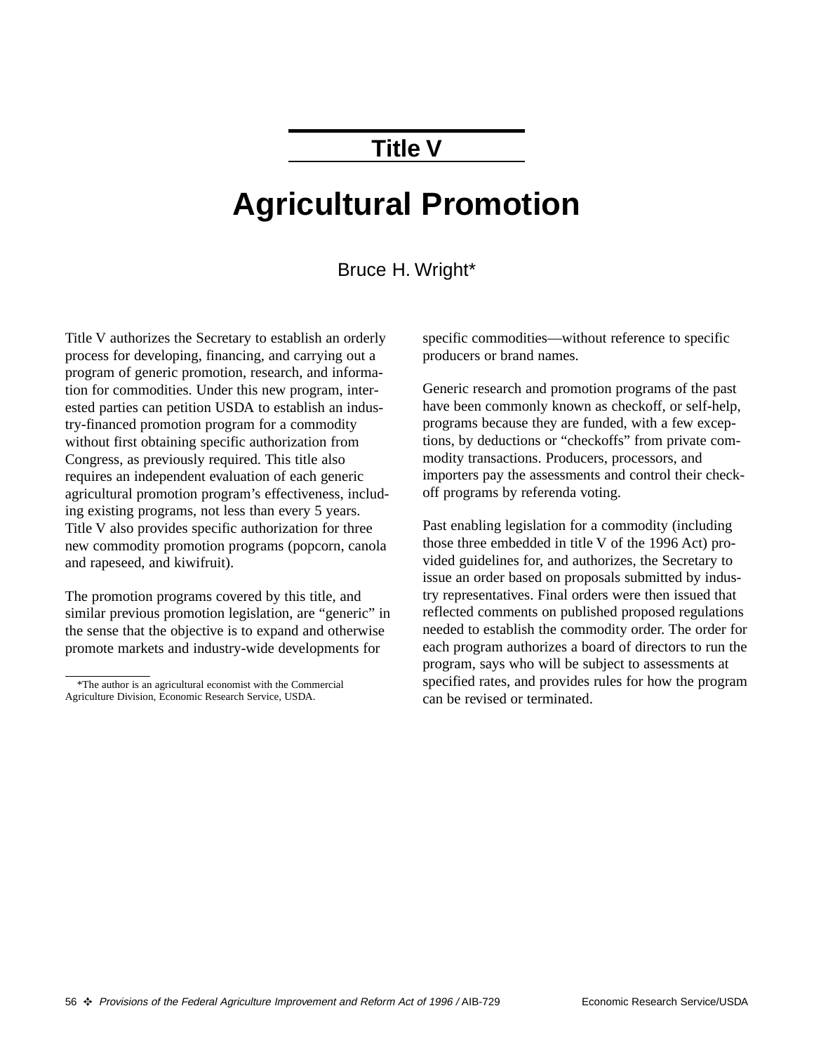# Title V

# Agricultural Promotion

Bruce H. Wright*

Title V authorizes the Secretary to establish an orderly process for developing, financing, and carrying out a program of generic promotion, research, and information for commodities. Under this new program, interested parties can petition USDA to establish an industry-financed promotion program for a commodity without first obtaining specific authorization from Congress, as previously required. This title also requires an independent evaluation of each generic agricultural promotion program's effectiveness, including existing programs, not less than every 5 years. Title V also provides specific authorization for three new commodity promotion programs (popcorn, canola and rapeseed, and kiwifruit).

The promotion programs covered by this title, and similar previous promotion legislation, are "generic" in the sense that the objective is to expand and otherwise promote markets and industry-wide developments for specific commodities—without reference to specific producers or brand names.

Generic research and promotion programs of the past have been commonly known as checkoff, or self-help, programs because they are funded, with a few exceptions, by deductions or "checkoffs" from private commodity transactions. Producers, processors, and importers pay the assessments and control their checkoff programs by referenda voting.

Past enabling legislation for a commodity (including those three embedded in title V of the 1996 Act) provided guidelines for, and authorizes, the Secretary to issue an order based on proposals submitted by industry representatives. Final orders were then issued that reflected comments on published proposed regulations needed to establish the commodity order. The order for each program authorizes a board of directors to run the program, says who will be subject to assessments at specified rates, and provides rules for how the program can be revised or terminated.

*The author is an agricultural economist with the Commercial Agriculture Division, Economic Research Service, USDA.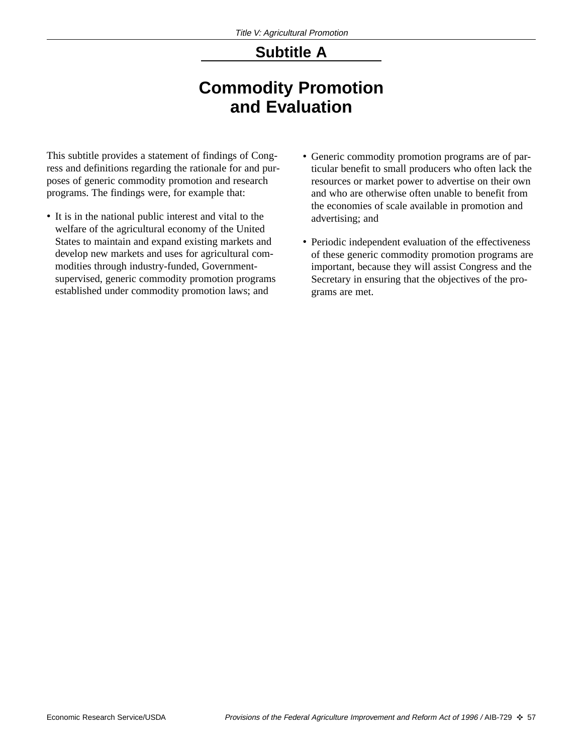## Subtitle A

# Commodity Promotion and Evaluation

This subtitle provides a statement of findings of Congress and definitions regarding the rationale for and purposes of generic commodity promotion and research programs. The findings were, for example that:

- It is in the national public interest and vital to the welfare of the agricultural economy of the United States to maintain and expand existing markets and develop new markets and uses for agricultural commodities through industry-funded, Government-supervised, generic commodity promotion programs established under commodity promotion laws; and
- Generic commodity promotion programs are of particular benefit to small producers who often lack the resources or market power to advertise on their own and who are otherwise often unable to benefit from the economies of scale available in promotion and advertising; and
- Periodic independent evaluation of the effectiveness of these generic commodity promotion programs are important, because they will assist Congress and the Secretary in ensuring that the objectives of the programs are met.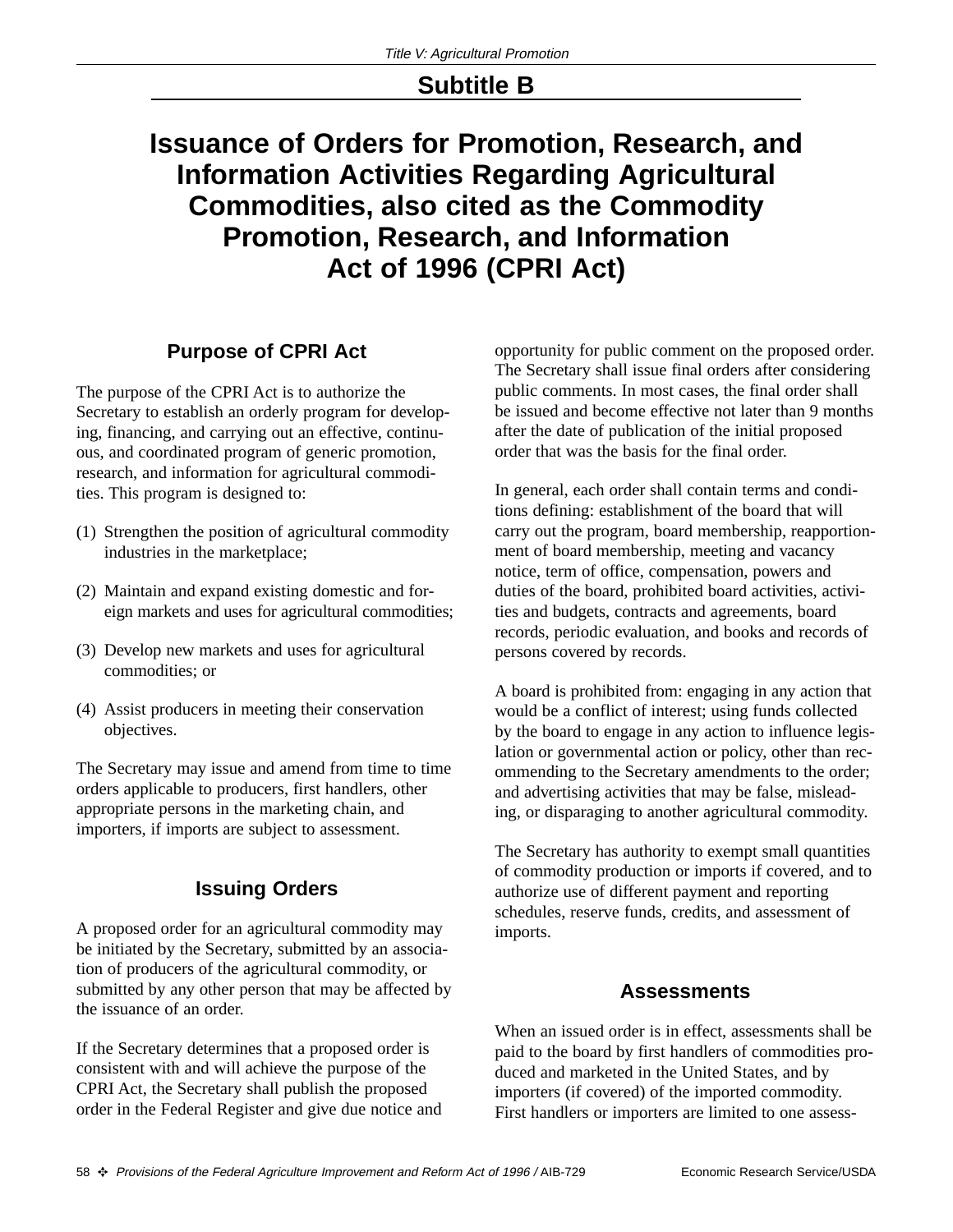## Subtitle B

# Issuance of Orders for Promotion, Research, and Information Activities Regarding Agricultural Commodities, also cited as the Commodity Promotion, Research, and Information Act of 1996 (CPRI Act)

### Purpose of CPRI Act

The purpose of the CPRI Act is to authorize the Secretary to establish an orderly program for developing, financing, and carrying out an effective, continuous, and coordinated program of generic promotion, research, and information for agricultural commodities. This program is designed to:

(1) Strengthen the position of agricultural commodity industries in the marketplace;

(2) Maintain and expand existing domestic and foreign markets and uses for agricultural commodities;

(3) Develop new markets and uses for agricultural commodities; or

(4) Assist producers in meeting their conservation objectives.

The Secretary may issue and amend from time to time orders applicable to producers, first handlers, other appropriate persons in the marketing chain, and importers, if imports are subject to assessment.

### Issuing Orders

A proposed order for an agricultural commodity may be initiated by the Secretary, submitted by an association of producers of the agricultural commodity, or submitted by any other person that may be affected by the issuance of an order.

If the Secretary determines that a proposed order is consistent with and will achieve the purpose of the CPRI Act, the Secretary shall publish the proposed order in the Federal Register and give due notice and opportunity for public comment on the proposed order. The Secretary shall issue final orders after considering public comments. In most cases, the final order shall be issued and become effective not later than 9 months after the date of publication of the initial proposed order that was the basis for the final order.

In general, each order shall contain terms and conditions defining: establishment of the board that will carry out the program, board membership, reapportionment of board membership, meeting and vacancy notice, term of office, compensation, powers and duties of the board, prohibited board activities, activities and budgets, contracts and agreements, board records, periodic evaluation, and books and records of persons covered by records.

A board is prohibited from: engaging in any action that would be a conflict of interest; using funds collected by the board to engage in any action to influence legislation or governmental action or policy, other than recommending to the Secretary amendments to the order; and advertising activities that may be false, misleading, or disparaging to another agricultural commodity.

The Secretary has authority to exempt small quantities of commodity production or imports if covered, and to authorize use of different payment and reporting schedules, reserve funds, credits, and assessment of imports.

### Assessments

When an issued order is in effect, assessments shall be paid to the board by first handlers of commodities produced and marketed in the United States, and by importers (if covered) of the imported commodity. First handlers or importers are limited to one assess-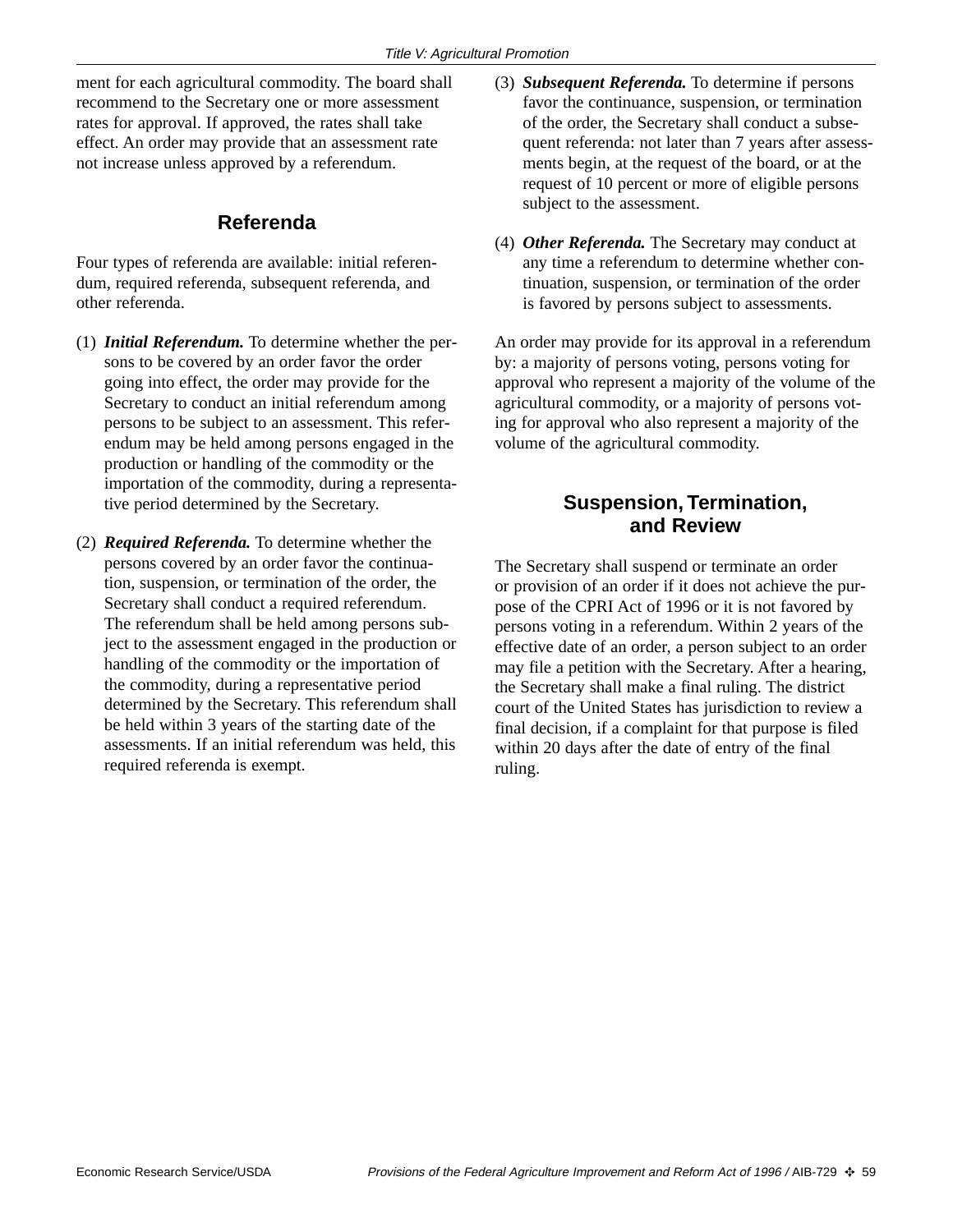ment for each agricultural commodity. The board shall recommend to the Secretary one or more assessment rates for approval. If approved, the rates shall take effect. An order may provide that an assessment rate not increase unless approved by a referendum.

## Referenda

Four types of referenda are available: initial referendum, required referenda, subsequent referenda, and other referenda.

(1) ***Initial Referendum.*** To determine whether the persons to be covered by an order favor the order going into effect, the order may provide for the Secretary to conduct an initial referendum among persons to be subject to an assessment. This referendum may be held among persons engaged in the production or handling of the commodity or the importation of the commodity, during a representative period determined by the Secretary.

(2) ***Required Referenda.*** To determine whether the persons covered by an order favor the continuation, suspension, or termination of the order, the Secretary shall conduct a required referendum. The referendum shall be held among persons subject to the assessment engaged in the production or handling of the commodity or the importation of the commodity, during a representative period determined by the Secretary. This referendum shall be held within 3 years of the starting date of the assessments. If an initial referendum was held, this required referenda is exempt.

(3) ***Subsequent Referenda.*** To determine if persons favor the continuance, suspension, or termination of the order, the Secretary shall conduct a subsequent referenda: not later than 7 years after assessments begin, at the request of the board, or at the request of 10 percent or more of eligible persons subject to the assessment.

(4) ***Other Referenda.*** The Secretary may conduct at any time a referendum to determine whether continuation, suspension, or termination of the order is favored by persons subject to assessments.

An order may provide for its approval in a referendum by: a majority of persons voting, persons voting for approval who represent a majority of the volume of the agricultural commodity, or a majority of persons voting for approval who also represent a majority of the volume of the agricultural commodity.

## Suspension, Termination, and Review

The Secretary shall suspend or terminate an order or provision of an order if it does not achieve the purpose of the CPRI Act of 1996 or it is not favored by persons voting in a referendum. Within 2 years of the effective date of an order, a person subject to an order may file a petition with the Secretary. After a hearing, the Secretary shall make a final ruling. The district court of the United States has jurisdiction to review a final decision, if a complaint for that purpose is filed within 20 days after the date of entry of the final ruling.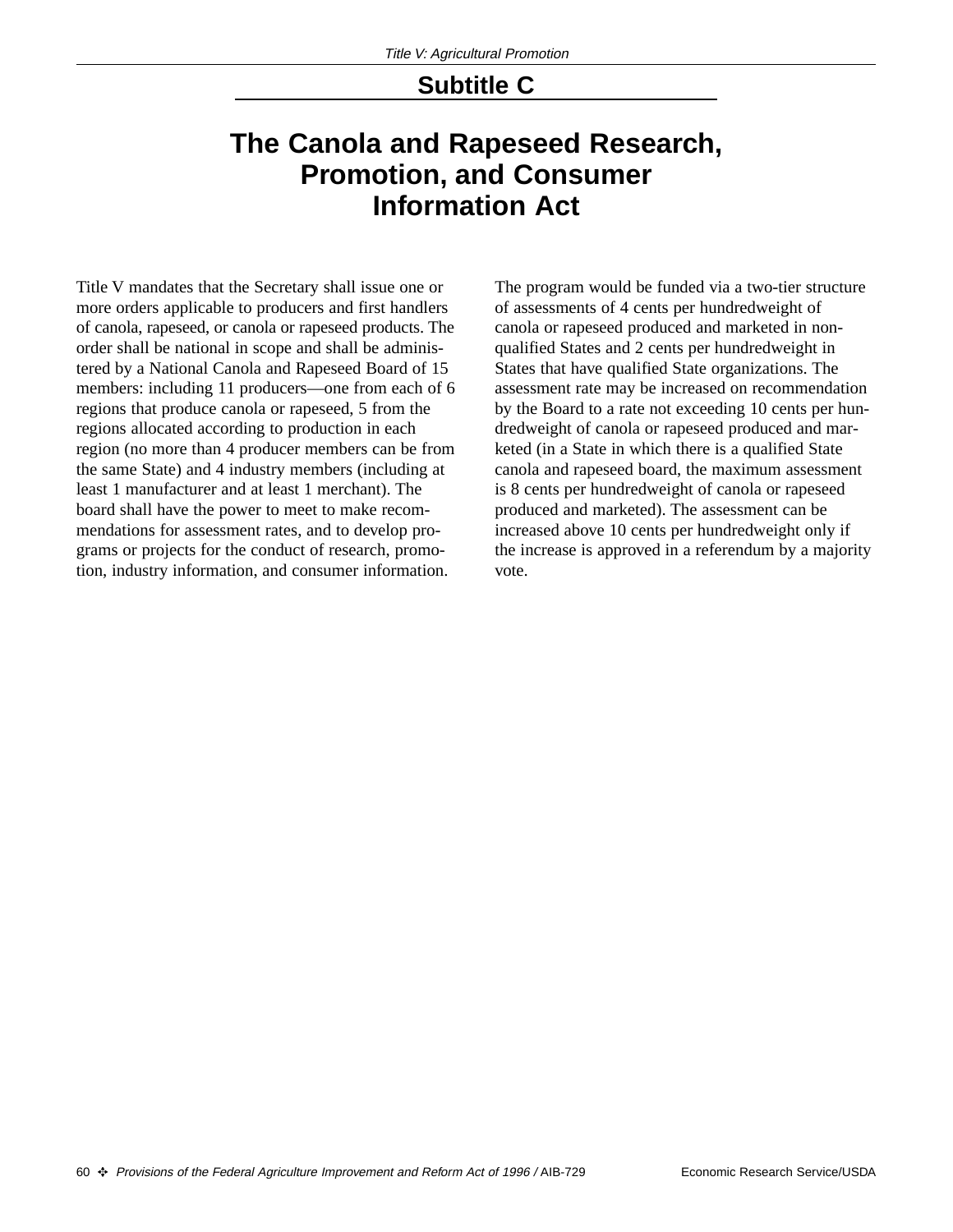## Subtitle C

# The Canola and Rapeseed Research, Promotion, and Consumer Information Act

Title V mandates that the Secretary shall issue one or more orders applicable to producers and first handlers of canola, rapeseed, or canola or rapeseed products. The order shall be national in scope and shall be administered by a National Canola and Rapeseed Board of 15 members: including 11 producers—one from each of 6 regions that produce canola or rapeseed, 5 from the regions allocated according to production in each region (no more than 4 producer members can be from the same State) and 4 industry members (including at least 1 manufacturer and at least 1 merchant). The board shall have the power to meet to make recommendations for assessment rates, and to develop programs or projects for the conduct of research, promotion, industry information, and consumer information.

The program would be funded via a two-tier structure of assessments of 4 cents per hundredweight of canola or rapeseed produced and marketed in non-qualified States and 2 cents per hundredweight in States that have qualified State organizations. The assessment rate may be increased on recommendation by the Board to a rate not exceeding 10 cents per hundredweight of canola or rapeseed produced and marketed (in a State in which there is a qualified State canola and rapeseed board, the maximum assessment is 8 cents per hundredweight of canola or rapeseed produced and marketed). The assessment can be increased above 10 cents per hundredweight only if the increase is approved in a referendum by a majority vote.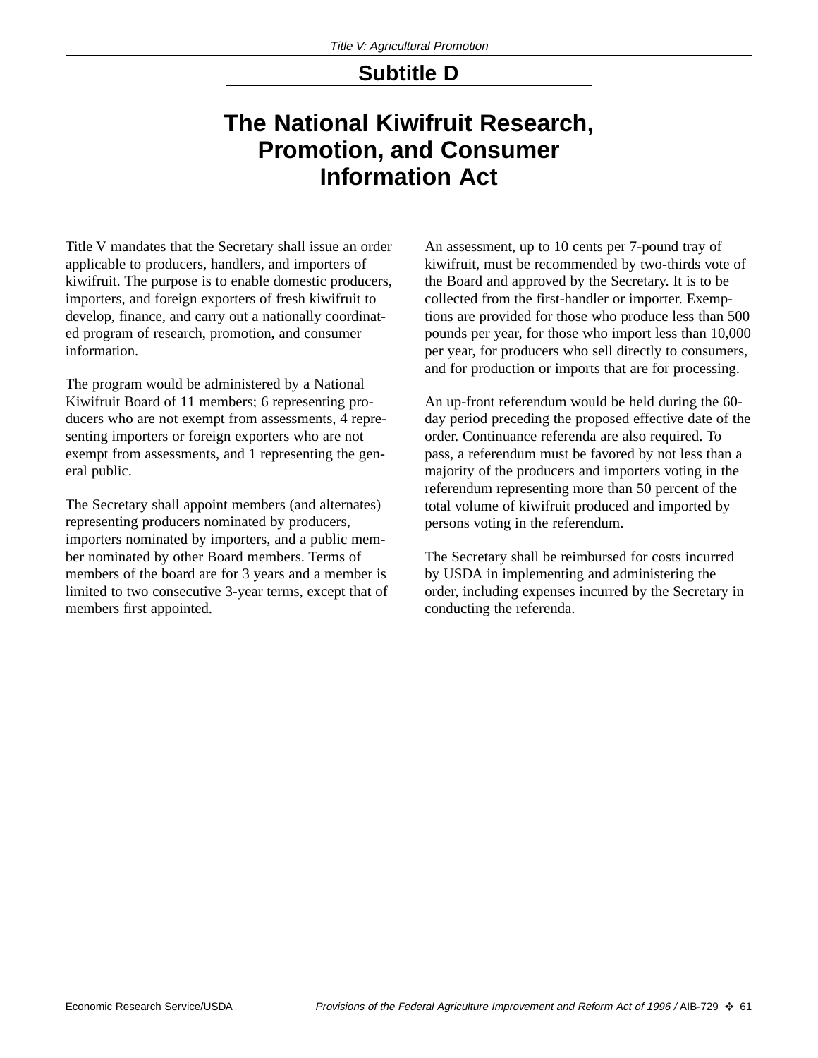## Subtitle D

# The National Kiwifruit Research, Promotion, and Consumer Information Act

Title V mandates that the Secretary shall issue an order applicable to producers, handlers, and importers of kiwifruit. The purpose is to enable domestic producers, importers, and foreign exporters of fresh kiwifruit to develop, finance, and carry out a nationally coordinated program of research, promotion, and consumer information.

The program would be administered by a National Kiwifruit Board of 11 members; 6 representing producers who are not exempt from assessments, 4 representing importers or foreign exporters who are not exempt from assessments, and 1 representing the general public.

The Secretary shall appoint members (and alternates) representing producers nominated by producers, importers nominated by importers, and a public member nominated by other Board members. Terms of members of the board are for 3 years and a member is limited to two consecutive 3-year terms, except that of members first appointed.

An assessment, up to 10 cents per 7-pound tray of kiwifruit, must be recommended by two-thirds vote of the Board and approved by the Secretary. It is to be collected from the first-handler or importer. Exemptions are provided for those who produce less than 500 pounds per year, for those who import less than 10,000 per year, for producers who sell directly to consumers, and for production or imports that are for processing.

An up-front referendum would be held during the 60-day period preceding the proposed effective date of the order. Continuance referenda are also required. To pass, a referendum must be favored by not less than a majority of the producers and importers voting in the referendum representing more than 50 percent of the total volume of kiwifruit produced and imported by persons voting in the referendum.

The Secretary shall be reimbursed for costs incurred by USDA in implementing and administering the order, including expenses incurred by the Secretary in conducting the referenda.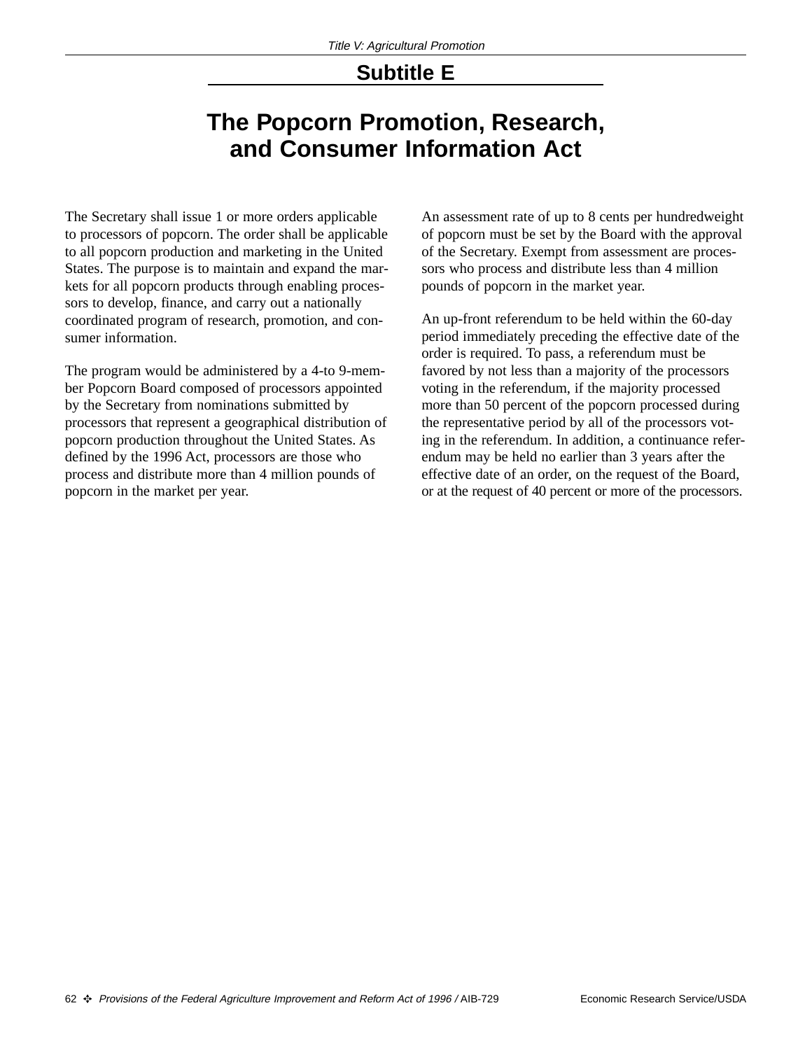## Subtitle E

# The Popcorn Promotion, Research, and Consumer Information Act

The Secretary shall issue 1 or more orders applicable to processors of popcorn. The order shall be applicable to all popcorn production and marketing in the United States. The purpose is to maintain and expand the markets for all popcorn products through enabling processors to develop, finance, and carry out a nationally coordinated program of research, promotion, and consumer information.

The program would be administered by a 4-to 9-member Popcorn Board composed of processors appointed by the Secretary from nominations submitted by processors that represent a geographical distribution of popcorn production throughout the United States. As defined by the 1996 Act, processors are those who process and distribute more than 4 million pounds of popcorn in the market per year.

An assessment rate of up to 8 cents per hundredweight of popcorn must be set by the Board with the approval of the Secretary. Exempt from assessment are processors who process and distribute less than 4 million pounds of popcorn in the market year.

An up-front referendum to be held within the 60-day period immediately preceding the effective date of the order is required. To pass, a referendum must be favored by not less than a majority of the processors voting in the referendum, if the majority processed more than 50 percent of the popcorn processed during the representative period by all of the processors voting in the referendum. In addition, a continuance referendum may be held no earlier than 3 years after the effective date of an order, on the request of the Board, or at the request of 40 percent or more of the processors.